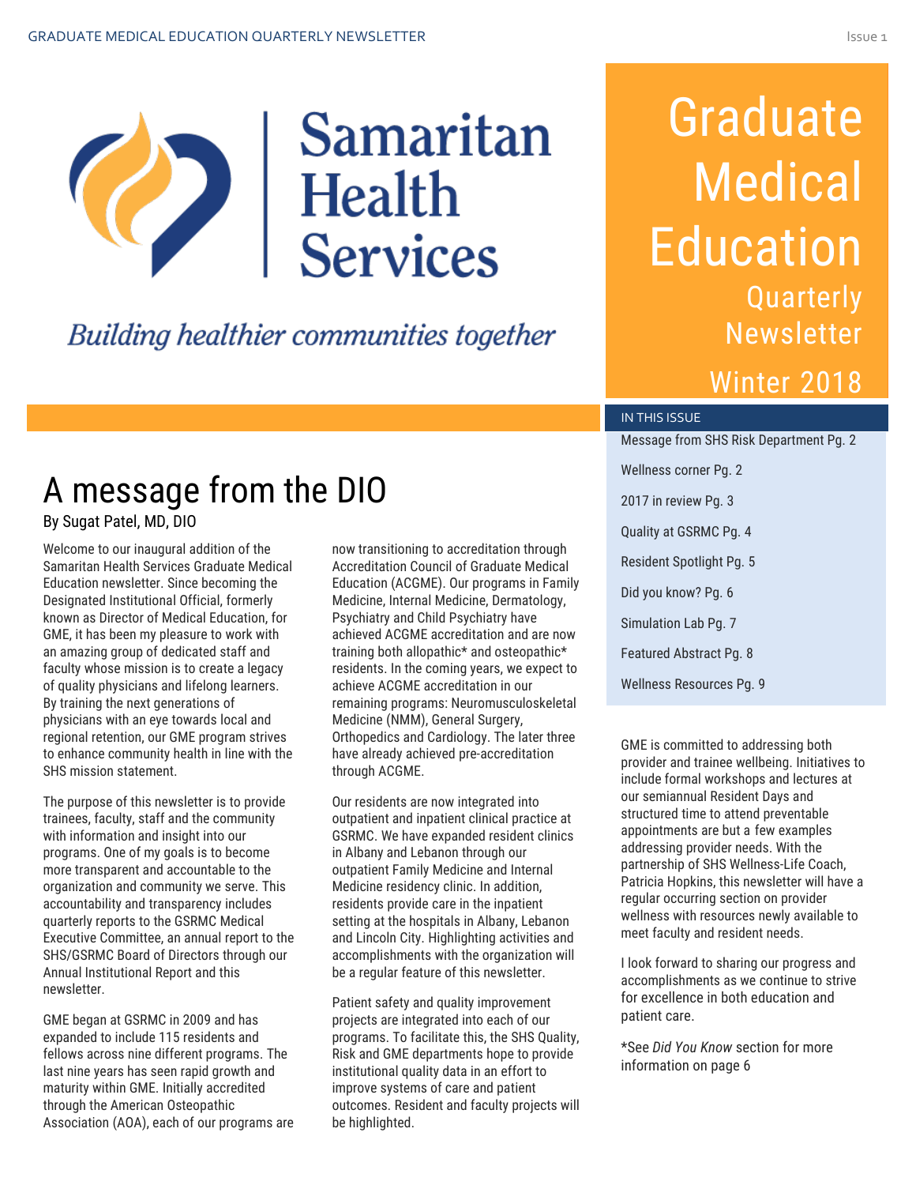Samaritan Health Services

*Building healthier communities together*

# Graduate Medical Education

## Quarterly Newsletter

## Winter 2018

**IN THIS ISSUE**

- Message from SHS Risk Department Pg. 2
- Wellness corner Pg. 2
- 2017 in review Pg. 3
- Quality at GSRMC Pg. 4
- Resident Spotlight Pg. 5
- Did you know? Pg. 6
- Simulation Lab Pg. 7
- Featured Abstract Pg. 8
- Wellness Resources Pg. 9

# A message from the DIO

By Sugat Patel, MD, DIO

Welcome to our inaugural addition of the Samaritan Health Services Graduate Medical Education newsletter. Since becoming the Designated Institutional Official, formerly known as Director of Medical Education, for GME, it has been my pleasure to work with an amazing group of dedicated staff and faculty whose mission is to create a legacy of quality physicians and lifelong learners. By training the next generations of physicians with an eye towards local and regional retention, our GME program strives to enhance community health in line with the SHS mission statement.

The purpose of this newsletter is to provide trainees, faculty, staff and the community with information and insight into our programs. One of my goals is to become more transparent and accountable to the organization and community we serve. This accountability and transparency includes quarterly reports to the GSRMC Medical Executive Committee, an annual report to the SHS/GSRMC Board of Directors through our Annual Institutional Report and this newsletter.

GME began at GSRMC in 2009 and has expanded to include 115 residents and fellows across nine different programs. The last nine years has seen rapid growth and maturity within GME. Initially accredited through the American Osteopathic Association (AOA), each of our programs are now transitioning to accreditation through Accreditation Council of Graduate Medical Education (ACGME). Our programs in Family Medicine, Internal Medicine, Dermatology, Psychiatry and Child Psychiatry have achieved ACGME accreditation and are now training both allopathic* and osteopathic* residents. In the coming years, we expect to achieve ACGME accreditation in our remaining programs: Neuromusculoskeletal Medicine (NMM), General Surgery, Orthopedics and Cardiology. The later three have already achieved pre-accreditation through ACGME.

Our residents are now integrated into outpatient and inpatient clinical practice at GSRMC. We have expanded resident clinics in Albany and Lebanon through our outpatient Family Medicine and Internal Medicine residency clinic. In addition, residents provide care in the inpatient setting at the hospitals in Albany, Lebanon and Lincoln City. Highlighting activities and accomplishments with the organization will be a regular feature of this newsletter.

Patient safety and quality improvement projects are integrated into each of our programs. To facilitate this, the SHS Quality, Risk and GME departments hope to provide institutional quality data in an effort to improve systems of care and patient outcomes. Resident and faculty projects will be highlighted.

GME is committed to addressing both provider and trainee wellbeing. Initiatives to include formal workshops and lectures at our semiannual Resident Days and structured time to attend preventable appointments are but a few examples addressing provider needs. With the partnership of SHS Wellness-Life Coach, Patricia Hopkins, this newsletter will have a regular occurring section on provider wellness with resources newly available to meet faculty and resident needs.

I look forward to sharing our progress and accomplishments as we continue to strive for excellence in both education and patient care.

*See *Did You Know* section for more information on page 6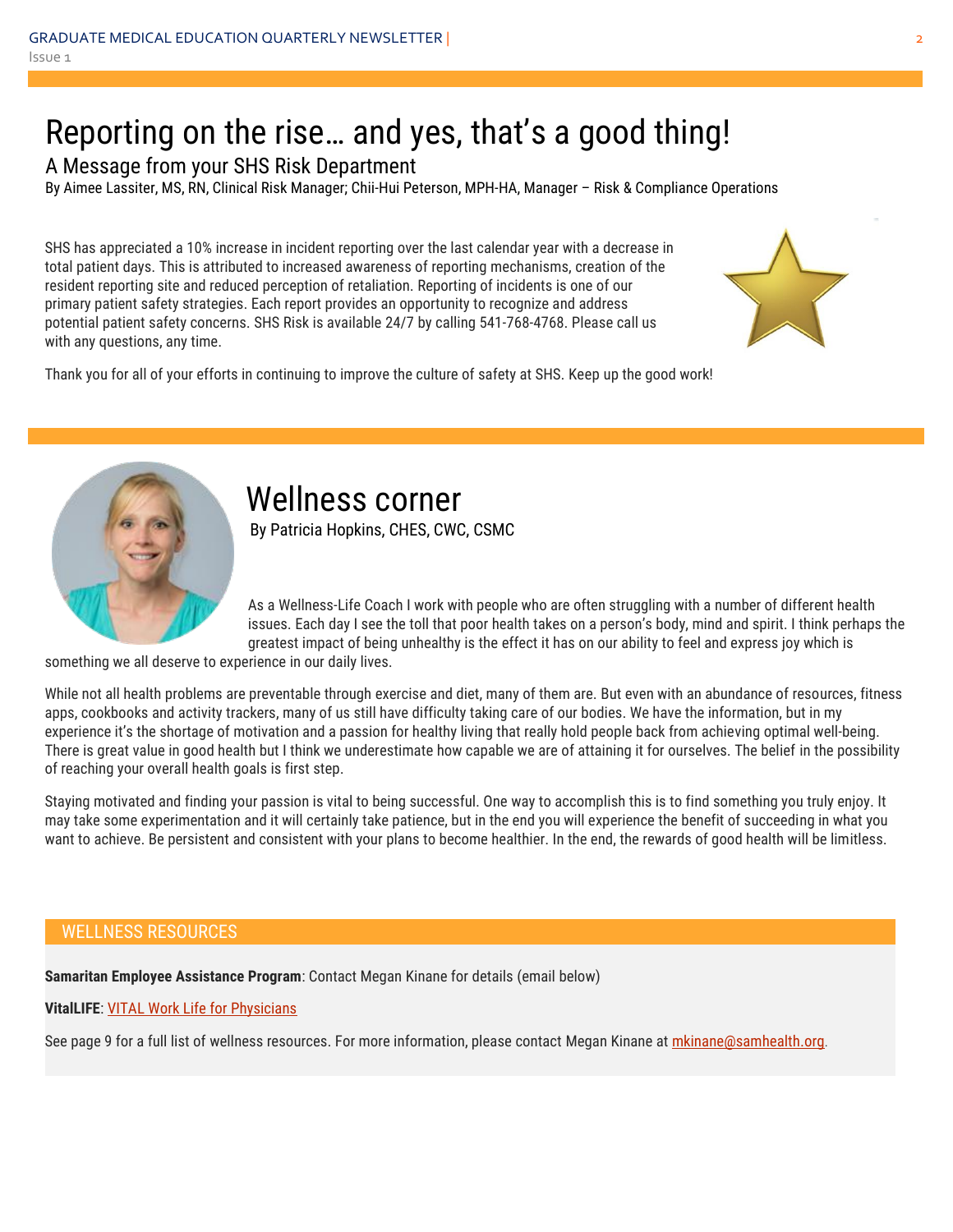# Reporting on the rise… and yes, that's a good thing!

## A Message from your SHS Risk Department

By Aimee Lassiter, MS, RN, Clinical Risk Manager; Chii-Hui Peterson, MPH-HA, Manager – Risk & Compliance Operations

SHS has appreciated a 10% increase in incident reporting over the last calendar year with a decrease in total patient days. This is attributed to increased awareness of reporting mechanisms, creation of the resident reporting site and reduced perception of retaliation. Reporting of incidents is one of our primary patient safety strategies. Each report provides an opportunity to recognize and address potential patient safety concerns. SHS Risk is available 24/7 by calling 541-768-4768. Please call us with any questions, any time.

Thank you for all of your efforts in continuing to improve the culture of safety at SHS. Keep up the good work!

# Wellness corner

By Patricia Hopkins, CHES, CWC, CSMC

As a Wellness-Life Coach I work with people who are often struggling with a number of different health issues. Each day I see the toll that poor health takes on a person's body, mind and spirit. I think perhaps the greatest impact of being unhealthy is the effect it has on our ability to feel and express joy which is something we all deserve to experience in our daily lives.

While not all health problems are preventable through exercise and diet, many of them are. But even with an abundance of resources, fitness apps, cookbooks and activity trackers, many of us still have difficulty taking care of our bodies. We have the information, but in my experience it's the shortage of motivation and a passion for healthy living that really hold people back from achieving optimal well-being. There is great value in good health but I think we underestimate how capable we are of attaining it for ourselves. The belief in the possibility of reaching your overall health goals is first step.

Staying motivated and finding your passion is vital to being successful. One way to accomplish this is to find something you truly enjoy. It may take some experimentation and it will certainly take patience, but in the end you will experience the benefit of succeeding in what you want to achieve. Be persistent and consistent with your plans to become healthier. In the end, the rewards of good health will be limitless.

## WELLNESS RESOURCES

**Samaritan Employee Assistance Program**: Contact Megan Kinane for details (email below)

**VitalLIFE**: VITAL Work Life for Physicians

See page 9 for a full list of wellness resources. For more information, please contact Megan Kinane at mkinane@samhealth.org.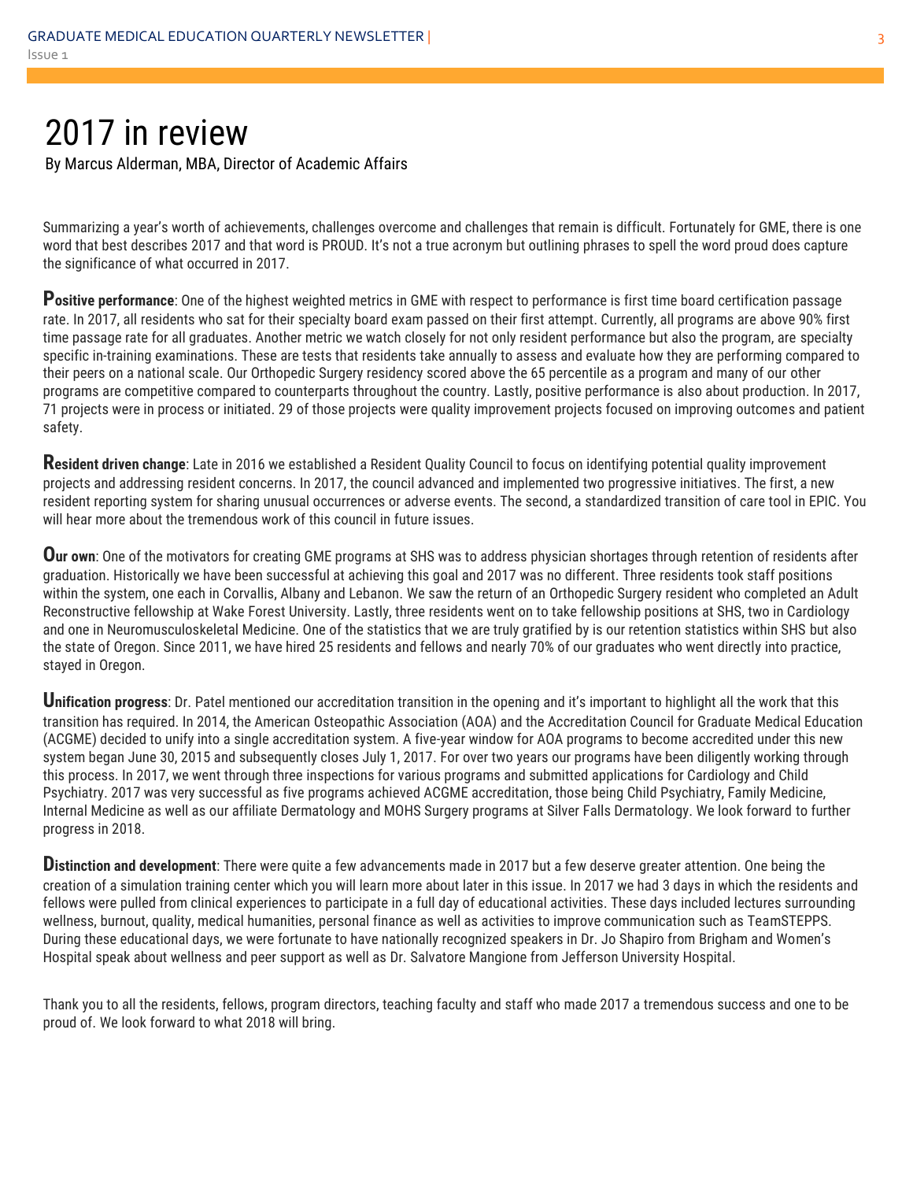# 2017 in review

By Marcus Alderman, MBA, Director of Academic Affairs

Summarizing a year's worth of achievements, challenges overcome and challenges that remain is difficult. Fortunately for GME, there is one word that best describes 2017 and that word is PROUD. It's not a true acronym but outlining phrases to spell the word proud does capture the significance of what occurred in 2017.

**Positive performance**: One of the highest weighted metrics in GME with respect to performance is first time board certification passage rate. In 2017, all residents who sat for their specialty board exam passed on their first attempt. Currently, all programs are above 90% first time passage rate for all graduates. Another metric we watch closely for not only resident performance but also the program, are specialty specific in-training examinations. These are tests that residents take annually to assess and evaluate how they are performing compared to their peers on a national scale. Our Orthopedic Surgery residency scored above the 65 percentile as a program and many of our other programs are competitive compared to counterparts throughout the country. Lastly, positive performance is also about production. In 2017, 71 projects were in process or initiated. 29 of those projects were quality improvement projects focused on improving outcomes and patient safety.

**Resident driven change**: Late in 2016 we established a Resident Quality Council to focus on identifying potential quality improvement projects and addressing resident concerns. In 2017, the council advanced and implemented two progressive initiatives. The first, a new resident reporting system for sharing unusual occurrences or adverse events. The second, a standardized transition of care tool in EPIC. You will hear more about the tremendous work of this council in future issues.

**Our own**: One of the motivators for creating GME programs at SHS was to address physician shortages through retention of residents after graduation. Historically we have been successful at achieving this goal and 2017 was no different. Three residents took staff positions within the system, one each in Corvallis, Albany and Lebanon. We saw the return of an Orthopedic Surgery resident who completed an Adult Reconstructive fellowship at Wake Forest University. Lastly, three residents went on to take fellowship positions at SHS, two in Cardiology and one in Neuromusculoskeletal Medicine. One of the statistics that we are truly gratified by is our retention statistics within SHS but also the state of Oregon. Since 2011, we have hired 25 residents and fellows and nearly 70% of our graduates who went directly into practice, stayed in Oregon.

**Unification progress**: Dr. Patel mentioned our accreditation transition in the opening and it's important to highlight all the work that this transition has required. In 2014, the American Osteopathic Association (AOA) and the Accreditation Council for Graduate Medical Education (ACGME) decided to unify into a single accreditation system. A five-year window for AOA programs to become accredited under this new system began June 30, 2015 and subsequently closes July 1, 2017. For over two years our programs have been diligently working through this process. In 2017, we went through three inspections for various programs and submitted applications for Cardiology and Child Psychiatry. 2017 was very successful as five programs achieved ACGME accreditation, those being Child Psychiatry, Family Medicine, Internal Medicine as well as our affiliate Dermatology and MOHS Surgery programs at Silver Falls Dermatology. We look forward to further progress in 2018.

**Distinction and development**: There were quite a few advancements made in 2017 but a few deserve greater attention. One being the creation of a simulation training center which you will learn more about later in this issue. In 2017 we had 3 days in which the residents and fellows were pulled from clinical experiences to participate in a full day of educational activities. These days included lectures surrounding wellness, burnout, quality, medical humanities, personal finance as well as activities to improve communication such as TeamSTEPPS. During these educational days, we were fortunate to have nationally recognized speakers in Dr. Jo Shapiro from Brigham and Women's Hospital speak about wellness and peer support as well as Dr. Salvatore Mangione from Jefferson University Hospital.

Thank you to all the residents, fellows, program directors, teaching faculty and staff who made 2017 a tremendous success and one to be proud of. We look forward to what 2018 will bring.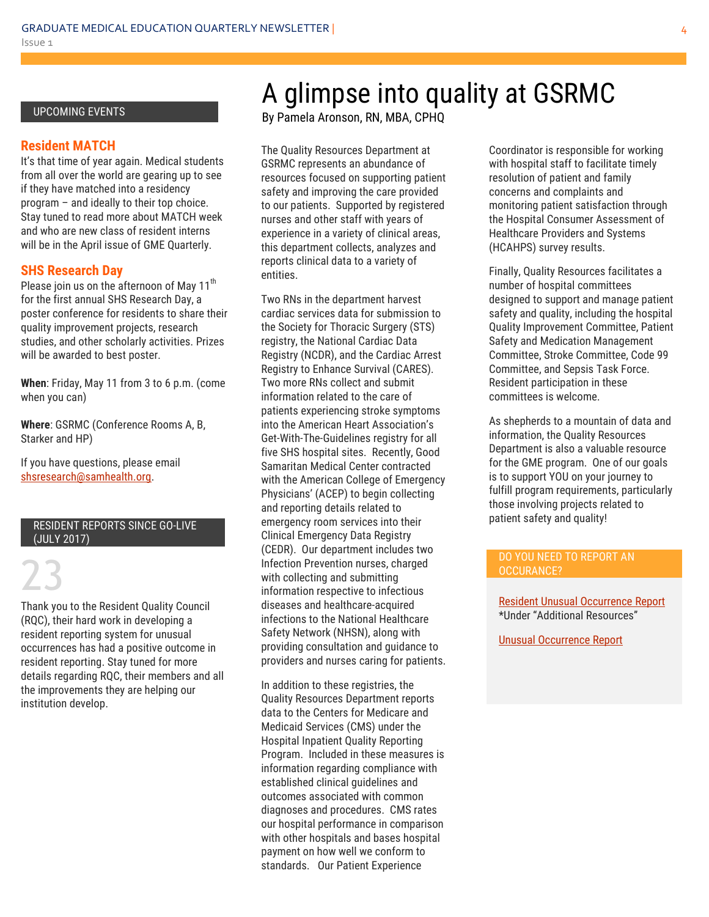UPCOMING EVENTS

### Resident MATCH

It's that time of year again. Medical students from all over the world are gearing up to see if they have matched into a residency program – and ideally to their top choice. Stay tuned to read more about MATCH week and who are new class of resident interns will be in the April issue of GME Quarterly.

### SHS Research Day

Please join us on the afternoon of May 11th for the first annual SHS Research Day, a poster conference for residents to share their quality improvement projects, research studies, and other scholarly activities. Prizes will be awarded to best poster.

**When**: Friday, May 11 from 3 to 6 p.m. (come when you can)

**Where**: GSRMC (Conference Rooms A, B, Starker and HP)

If you have questions, please email shsresearch@samhealth.org.

RESIDENT REPORTS SINCE GO-LIVE (JULY 2017)

23

Thank you to the Resident Quality Council (RQC), their hard work in developing a resident reporting system for unusual occurrences has had a positive outcome in resident reporting. Stay tuned for more details regarding RQC, their members and all the improvements they are helping our institution develop.

# A glimpse into quality at GSRMC

By Pamela Aronson, RN, MBA, CPHQ

The Quality Resources Department at GSRMC represents an abundance of resources focused on supporting patient safety and improving the care provided to our patients. Supported by registered nurses and other staff with years of experience in a variety of clinical areas, this department collects, analyzes and reports clinical data to a variety of entities.

Two RNs in the department harvest cardiac services data for submission to the Society for Thoracic Surgery (STS) registry, the National Cardiac Data Registry (NCDR), and the Cardiac Arrest Registry to Enhance Survival (CARES). Two more RNs collect and submit information related to the care of patients experiencing stroke symptoms into the American Heart Association's Get-With-The-Guidelines registry for all five SHS hospital sites. Recently, Good Samaritan Medical Center contracted with the American College of Emergency Physicians' (ACEP) to begin collecting and reporting details related to emergency room services into their Clinical Emergency Data Registry (CEDR). Our department includes two Infection Prevention nurses, charged with collecting and submitting information respective to infectious diseases and healthcare-acquired infections to the National Healthcare Safety Network (NHSN), along with providing consultation and guidance to providers and nurses caring for patients.

In addition to these registries, the Quality Resources Department reports data to the Centers for Medicare and Medicaid Services (CMS) under the Hospital Inpatient Quality Reporting Program. Included in these measures is information regarding compliance with established clinical guidelines and outcomes associated with common diagnoses and procedures. CMS rates our hospital performance in comparison with other hospitals and bases hospital payment on how well we conform to standards. Our Patient Experience Coordinator is responsible for working with hospital staff to facilitate timely resolution of patient and family concerns and complaints and monitoring patient satisfaction through the Hospital Consumer Assessment of Healthcare Providers and Systems (HCAHPS) survey results.

Finally, Quality Resources facilitates a number of hospital committees designed to support and manage patient safety and quality, including the hospital Quality Improvement Committee, Patient Safety and Medication Management Committee, Stroke Committee, Code 99 Committee, and Sepsis Task Force. Resident participation in these committees is welcome.

As shepherds to a mountain of data and information, the Quality Resources Department is also a valuable resource for the GME program. One of our goals is to support YOU on your journey to fulfill program requirements, particularly those involving projects related to patient safety and quality!

DO YOU NEED TO REPORT AN OCCURANCE?

Resident Unusual Occurrence Report
*Under "Additional Resources"

Unusual Occurrence Report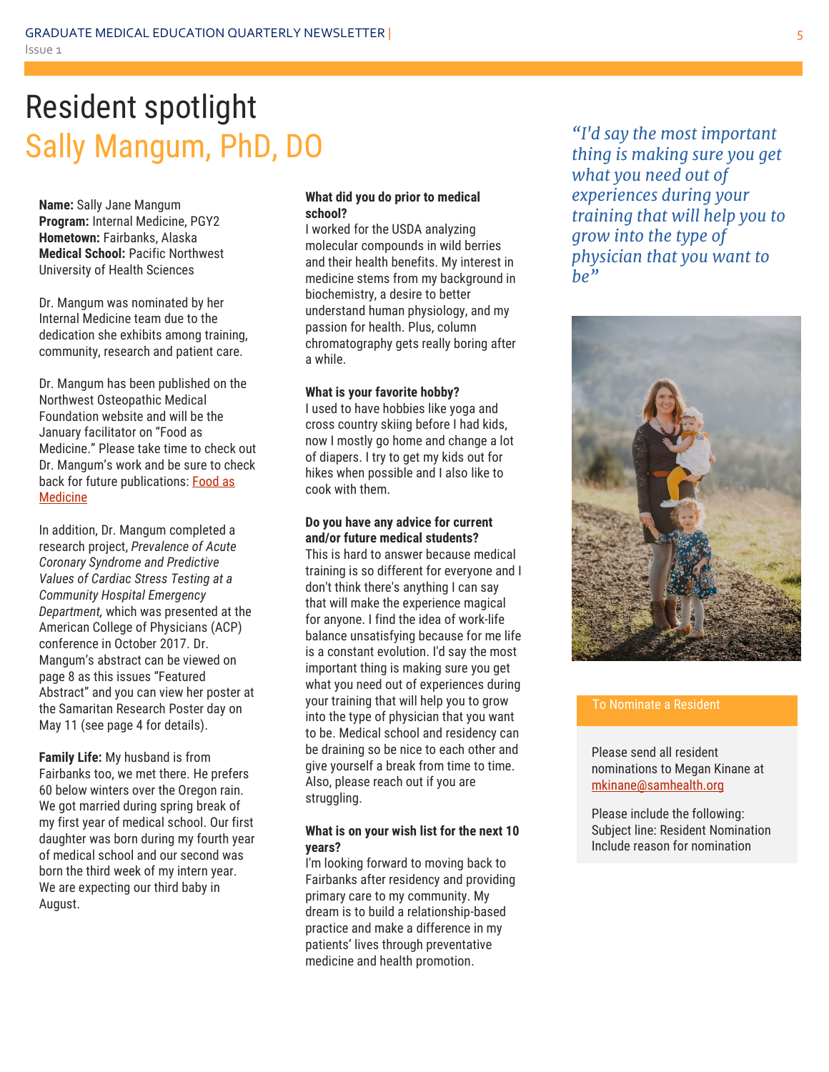# Resident spotlight

## Sally Mangum, PhD, DO

**Name:** Sally Jane Mangum
**Program:** Internal Medicine, PGY2
**Hometown:** Fairbanks, Alaska
**Medical School:** Pacific Northwest University of Health Sciences

Dr. Mangum was nominated by her Internal Medicine team due to the dedication she exhibits among training, community, research and patient care.

Dr. Mangum has been published on the Northwest Osteopathic Medical Foundation website and will be the January facilitator on "Food as Medicine." Please take time to check out Dr. Mangum's work and be sure to check back for future publications: Food as Medicine

In addition, Dr. Mangum completed a research project, *Prevalence of Acute Coronary Syndrome and Predictive Values of Cardiac Stress Testing at a Community Hospital Emergency Department,* which was presented at the American College of Physicians (ACP) conference in October 2017. Dr. Mangum's abstract can be viewed on page 8 as this issues "Featured Abstract" and you can view her poster at the Samaritan Research Poster day on May 11 (see page 4 for details).

**Family Life:** My husband is from Fairbanks too, we met there. He prefers 60 below winters over the Oregon rain. We got married during spring break of my first year of medical school. Our first daughter was born during my fourth year of medical school and our second was born the third week of my intern year. We are expecting our third baby in August.

**What did you do prior to medical school?**
I worked for the USDA analyzing molecular compounds in wild berries and their health benefits. My interest in medicine stems from my background in biochemistry, a desire to better understand human physiology, and my passion for health. Plus, column chromatography gets really boring after a while.

**What is your favorite hobby?**
I used to have hobbies like yoga and cross country skiing before I had kids, now I mostly go home and change a lot of diapers. I try to get my kids out for hikes when possible and I also like to cook with them.

**Do you have any advice for current and/or future medical students?**
This is hard to answer because medical training is so different for everyone and I don't think there's anything I can say that will make the experience magical for anyone. I find the idea of work-life balance unsatisfying because for me life is a constant evolution. I'd say the most important thing is making sure you get what you need out of experiences during your training that will help you to grow into the type of physician that you want to be. Medical school and residency can be draining so be nice to each other and give yourself a break from time to time. Also, please reach out if you are struggling.

**What is on your wish list for the next 10 years?**
I'm looking forward to moving back to Fairbanks after residency and providing primary care to my community. My dream is to build a relationship-based practice and make a difference in my patients' lives through preventative medicine and health promotion.

*"I'd say the most important thing is making sure you get what you need out of experiences during your training that will help you to grow into the type of physician that you want to be"*

**To Nominate a Resident**

Please send all resident nominations to Megan Kinane at mkinane@samhealth.org

Please include the following:
Subject line: Resident Nomination
Include reason for nomination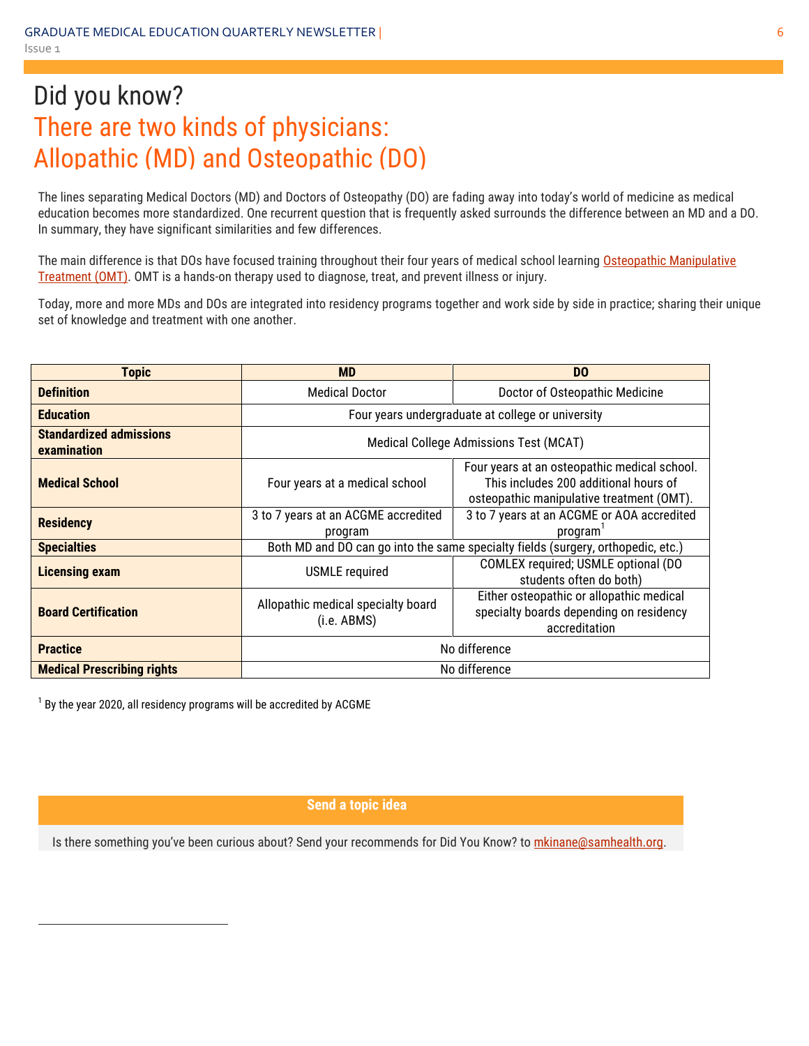# Did you know?

## There are two kinds of physicians: Allopathic (MD) and Osteopathic (DO)

The lines separating Medical Doctors (MD) and Doctors of Osteopathy (DO) are fading away into today's world of medicine as medical education becomes more standardized. One recurrent question that is frequently asked surrounds the difference between an MD and a DO. In summary, they have significant similarities and few differences.

The main difference is that DOs have focused training throughout their four years of medical school learning Osteopathic Manipulative Treatment (OMT). OMT is a hands-on therapy used to diagnose, treat, and prevent illness or injury.

Today, more and more MDs and DOs are integrated into residency programs together and work side by side in practice; sharing their unique set of knowledge and treatment with one another.

| Topic | MD | DO |
|---|---|---|
| **Definition** | Medical Doctor | Doctor of Osteopathic Medicine |
| **Education** | Four years undergraduate at college or university | |
| **Standardized admissions examination** | Medical College Admissions Test (MCAT) | |
| **Medical School** | Four years at a medical school | Four years at an osteopathic medical school. This includes 200 additional hours of osteopathic manipulative treatment (OMT). |
| **Residency** | 3 to 7 years at an ACGME accredited program | 3 to 7 years at an ACGME or AOA accredited program[1] |
| **Specialties** | Both MD and DO can go into the same specialty fields (surgery, orthopedic, etc.) | |
| **Licensing exam** | USMLE required | COMLEX required; USMLE optional (DO students often do both) |
| **Board Certification** | Allopathic medical specialty board (i.e. ABMS) | Either osteopathic or allopathic medical specialty boards depending on residency accreditation |
| **Practice** | No difference | |
| **Medical Prescribing rights** | No difference | |

[1] By the year 2020, all residency programs will be accredited by ACGME

**Send a topic idea**

Is there something you've been curious about? Send your recommends for Did You Know? to mkinane@samhealth.org.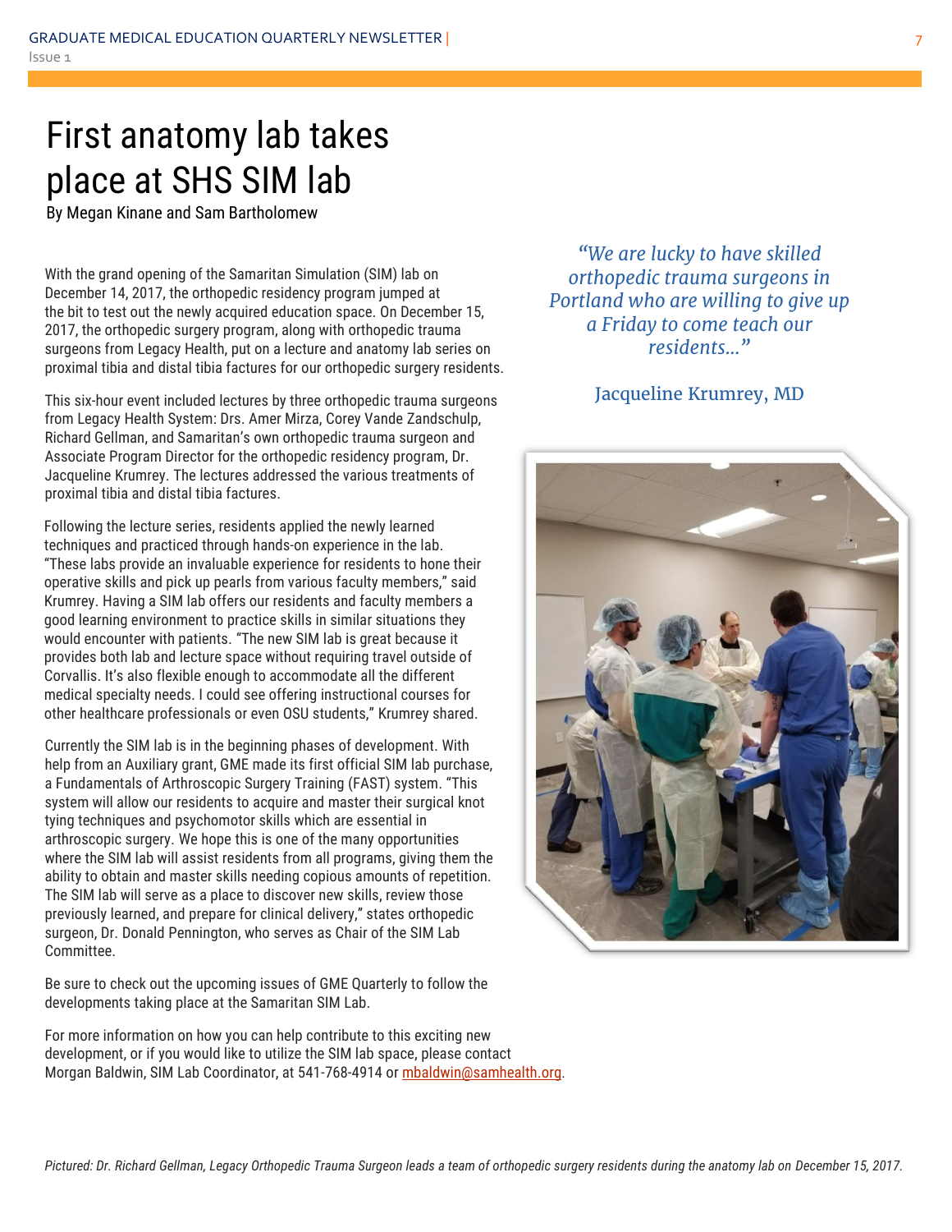# First anatomy lab takes place at SHS SIM lab

By Megan Kinane and Sam Bartholomew

With the grand opening of the Samaritan Simulation (SIM) lab on December 14, 2017, the orthopedic residency program jumped at the bit to test out the newly acquired education space. On December 15, 2017, the orthopedic surgery program, along with orthopedic trauma surgeons from Legacy Health, put on a lecture and anatomy lab series on proximal tibia and distal tibia factures for our orthopedic surgery residents.

This six-hour event included lectures by three orthopedic trauma surgeons from Legacy Health System: Drs. Amer Mirza, Corey Vande Zandschulp, Richard Gellman, and Samaritan's own orthopedic trauma surgeon and Associate Program Director for the orthopedic residency program, Dr. Jacqueline Krumrey. The lectures addressed the various treatments of proximal tibia and distal tibia factures.

Following the lecture series, residents applied the newly learned techniques and practiced through hands-on experience in the lab. "These labs provide an invaluable experience for residents to hone their operative skills and pick up pearls from various faculty members," said Krumrey. Having a SIM lab offers our residents and faculty members a good learning environment to practice skills in similar situations they would encounter with patients. "The new SIM lab is great because it provides both lab and lecture space without requiring travel outside of Corvallis. It's also flexible enough to accommodate all the different medical specialty needs. I could see offering instructional courses for other healthcare professionals or even OSU students," Krumrey shared.

*"We are lucky to have skilled orthopedic trauma surgeons in Portland who are willing to give up a Friday to come teach our residents..."*

Jacqueline Krumrey, MD

Currently the SIM lab is in the beginning phases of development. With help from an Auxiliary grant, GME made its first official SIM lab purchase, a Fundamentals of Arthroscopic Surgery Training (FAST) system. "This system will allow our residents to acquire and master their surgical knot tying techniques and psychomotor skills which are essential in arthroscopic surgery. We hope this is one of the many opportunities where the SIM lab will assist residents from all programs, giving them the ability to obtain and master skills needing copious amounts of repetition. The SIM lab will serve as a place to discover new skills, review those previously learned, and prepare for clinical delivery," states orthopedic surgeon, Dr. Donald Pennington, who serves as Chair of the SIM Lab Committee.

Be sure to check out the upcoming issues of GME Quarterly to follow the developments taking place at the Samaritan SIM Lab.

For more information on how you can help contribute to this exciting new development, or if you would like to utilize the SIM lab space, please contact Morgan Baldwin, SIM Lab Coordinator, at 541-768-4914 or mbaldwin@samhealth.org.

*Pictured: Dr. Richard Gellman, Legacy Orthopedic Trauma Surgeon leads a team of orthopedic surgery residents during the anatomy lab on December 15, 2017.*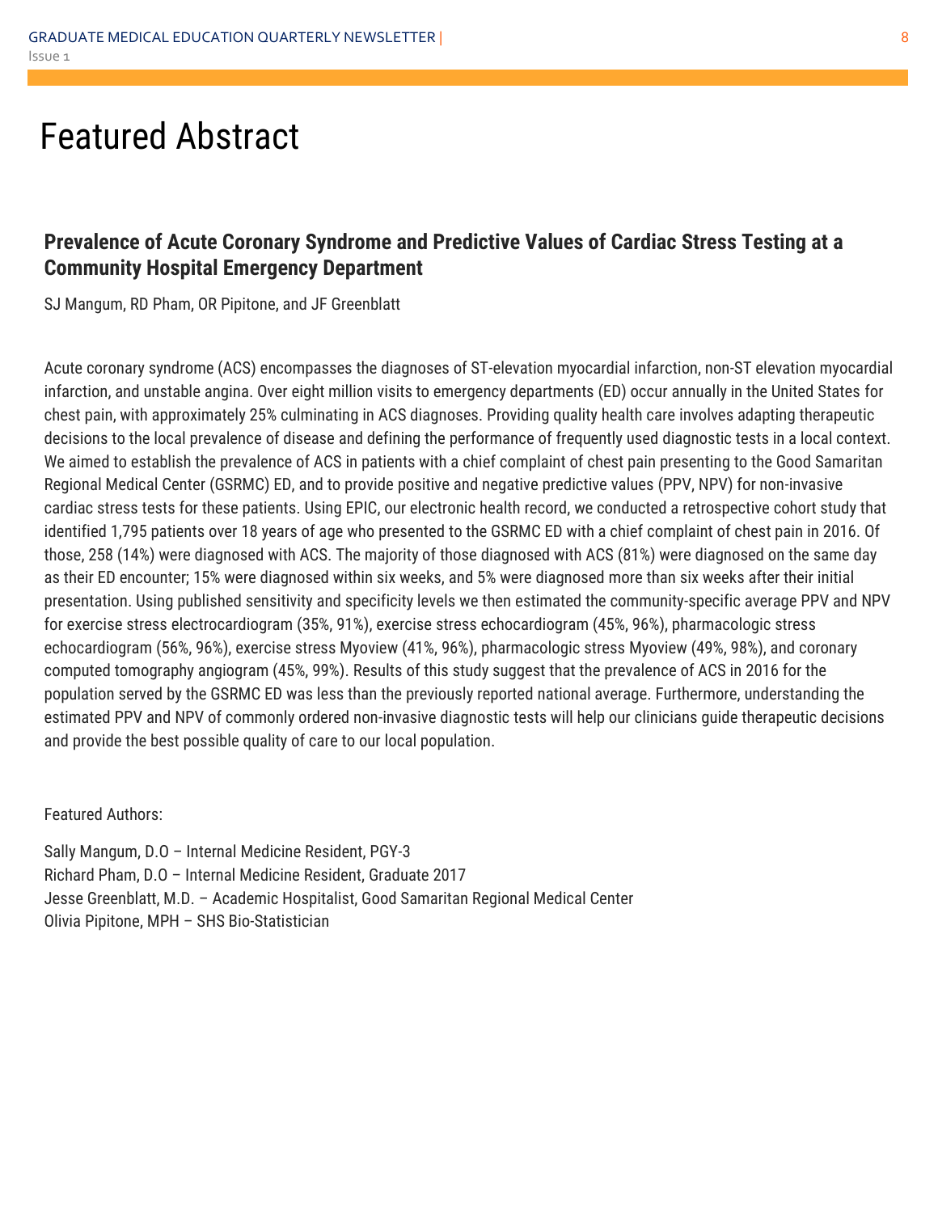# Featured Abstract

## Prevalence of Acute Coronary Syndrome and Predictive Values of Cardiac Stress Testing at a Community Hospital Emergency Department

SJ Mangum, RD Pham, OR Pipitone, and JF Greenblatt

Acute coronary syndrome (ACS) encompasses the diagnoses of ST-elevation myocardial infarction, non-ST elevation myocardial infarction, and unstable angina. Over eight million visits to emergency departments (ED) occur annually in the United States for chest pain, with approximately 25% culminating in ACS diagnoses. Providing quality health care involves adapting therapeutic decisions to the local prevalence of disease and defining the performance of frequently used diagnostic tests in a local context. We aimed to establish the prevalence of ACS in patients with a chief complaint of chest pain presenting to the Good Samaritan Regional Medical Center (GSRMC) ED, and to provide positive and negative predictive values (PPV, NPV) for non-invasive cardiac stress tests for these patients. Using EPIC, our electronic health record, we conducted a retrospective cohort study that identified 1,795 patients over 18 years of age who presented to the GSRMC ED with a chief complaint of chest pain in 2016. Of those, 258 (14%) were diagnosed with ACS. The majority of those diagnosed with ACS (81%) were diagnosed on the same day as their ED encounter; 15% were diagnosed within six weeks, and 5% were diagnosed more than six weeks after their initial presentation. Using published sensitivity and specificity levels we then estimated the community-specific average PPV and NPV for exercise stress electrocardiogram (35%, 91%), exercise stress echocardiogram (45%, 96%), pharmacologic stress echocardiogram (56%, 96%), exercise stress Myoview (41%, 96%), pharmacologic stress Myoview (49%, 98%), and coronary computed tomography angiogram (45%, 99%). Results of this study suggest that the prevalence of ACS in 2016 for the population served by the GSRMC ED was less than the previously reported national average. Furthermore, understanding the estimated PPV and NPV of commonly ordered non-invasive diagnostic tests will help our clinicians guide therapeutic decisions and provide the best possible quality of care to our local population.

Featured Authors:

Sally Mangum, D.O – Internal Medicine Resident, PGY-3
Richard Pham, D.O – Internal Medicine Resident, Graduate 2017
Jesse Greenblatt, M.D. – Academic Hospitalist, Good Samaritan Regional Medical Center
Olivia Pipitone, MPH – SHS Bio-Statistician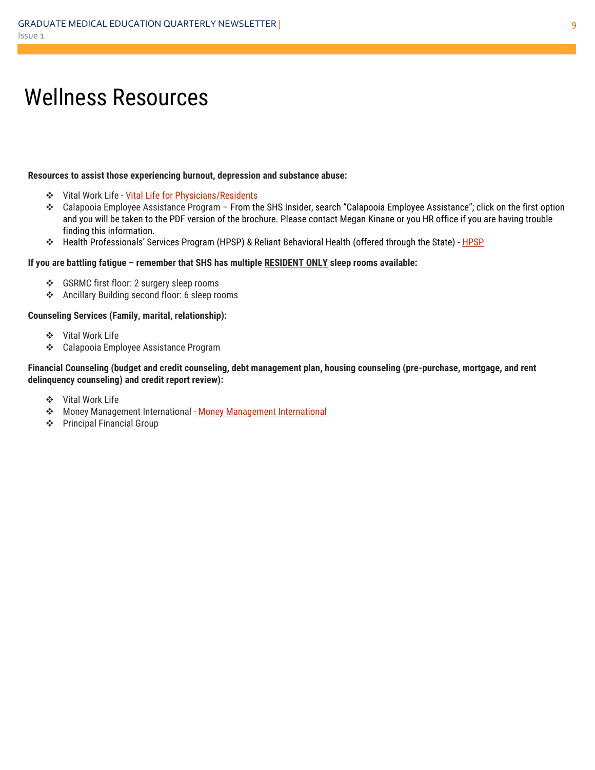# Wellness Resources

**Resources to assist those experiencing burnout, depression and substance abuse:**

- Vital Work Life - Vital Life for Physicians/Residents
- Calapooia Employee Assistance Program – From the SHS Insider, search "Calapooia Employee Assistance"; click on the first option and you will be taken to the PDF version of the brochure. Please contact Megan Kinane or you HR office if you are having trouble finding this information.
- Health Professionals' Services Program (HPSP) & Reliant Behavioral Health (offered through the State) - HPSP

**If you are battling fatigue – remember that SHS has multiple <u>RESIDENT ONLY</u> sleep rooms available:**

- GSRMC first floor: 2 surgery sleep rooms
- Ancillary Building second floor: 6 sleep rooms

**Counseling Services (Family, marital, relationship):**

- Vital Work Life
- Calapooia Employee Assistance Program

**Financial Counseling (budget and credit counseling, debt management plan, housing counseling (pre-purchase, mortgage, and rent delinquency counseling) and credit report review):**

- Vital Work Life
- Money Management International - Money Management International
- Principal Financial Group